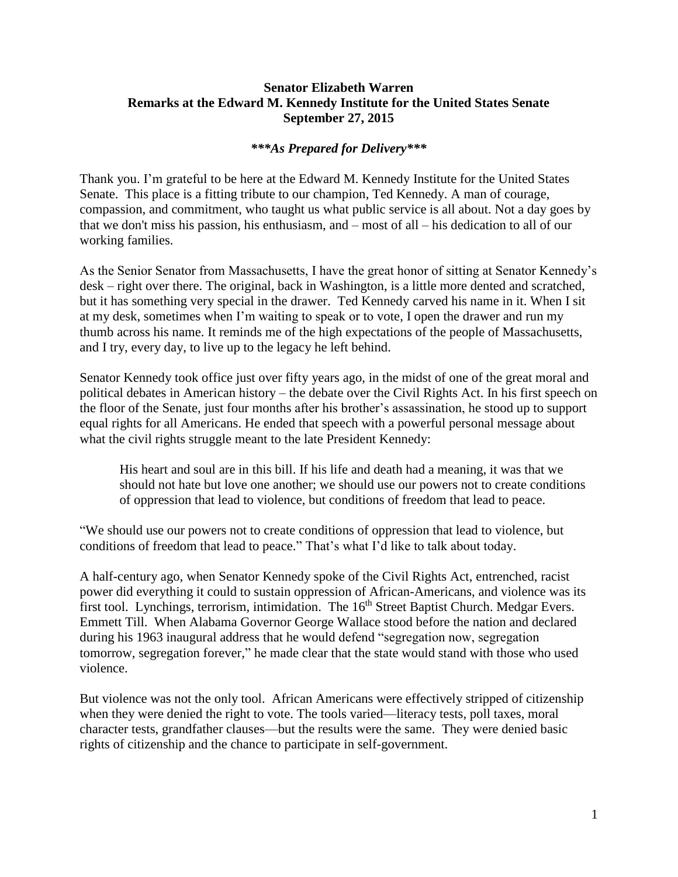**Senator Elizabeth Warren**
**Remarks at the Edward M. Kennedy Institute for the United States Senate**
**September 27, 2015**

***\*\*\*As Prepared for Delivery\*\*\****

Thank you. I'm grateful to be here at the Edward M. Kennedy Institute for the United States Senate. This place is a fitting tribute to our champion, Ted Kennedy. A man of courage, compassion, and commitment, who taught us what public service is all about. Not a day goes by that we don't miss his passion, his enthusiasm, and – most of all – his dedication to all of our working families.

As the Senior Senator from Massachusetts, I have the great honor of sitting at Senator Kennedy's desk – right over there. The original, back in Washington, is a little more dented and scratched, but it has something very special in the drawer. Ted Kennedy carved his name in it. When I sit at my desk, sometimes when I'm waiting to speak or to vote, I open the drawer and run my thumb across his name. It reminds me of the high expectations of the people of Massachusetts, and I try, every day, to live up to the legacy he left behind.

Senator Kennedy took office just over fifty years ago, in the midst of one of the great moral and political debates in American history – the debate over the Civil Rights Act. In his first speech on the floor of the Senate, just four months after his brother's assassination, he stood up to support equal rights for all Americans. He ended that speech with a powerful personal message about what the civil rights struggle meant to the late President Kennedy:

> His heart and soul are in this bill. If his life and death had a meaning, it was that we should not hate but love one another; we should use our powers not to create conditions of oppression that lead to violence, but conditions of freedom that lead to peace.

"We should use our powers not to create conditions of oppression that lead to violence, but conditions of freedom that lead to peace." That's what I'd like to talk about today.

A half-century ago, when Senator Kennedy spoke of the Civil Rights Act, entrenched, racist power did everything it could to sustain oppression of African-Americans, and violence was its first tool. Lynchings, terrorism, intimidation. The 16th Street Baptist Church. Medgar Evers. Emmett Till. When Alabama Governor George Wallace stood before the nation and declared during his 1963 inaugural address that he would defend "segregation now, segregation tomorrow, segregation forever," he made clear that the state would stand with those who used violence.

But violence was not the only tool. African Americans were effectively stripped of citizenship when they were denied the right to vote. The tools varied—literacy tests, poll taxes, moral character tests, grandfather clauses—but the results were the same. They were denied basic rights of citizenship and the chance to participate in self-government.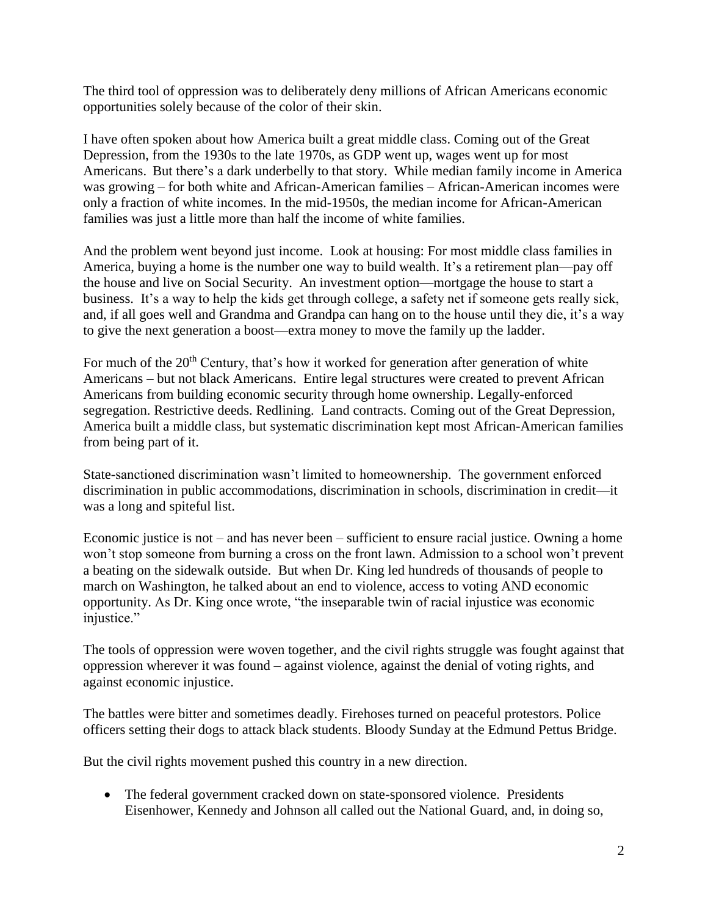The third tool of oppression was to deliberately deny millions of African Americans economic opportunities solely because of the color of their skin.

I have often spoken about how America built a great middle class. Coming out of the Great Depression, from the 1930s to the late 1970s, as GDP went up, wages went up for most Americans. But there's a dark underbelly to that story. While median family income in America was growing – for both white and African-American families – African-American incomes were only a fraction of white incomes. In the mid-1950s, the median income for African-American families was just a little more than half the income of white families.

And the problem went beyond just income. Look at housing: For most middle class families in America, buying a home is the number one way to build wealth. It's a retirement plan—pay off the house and live on Social Security. An investment option—mortgage the house to start a business. It's a way to help the kids get through college, a safety net if someone gets really sick, and, if all goes well and Grandma and Grandpa can hang on to the house until they die, it's a way to give the next generation a boost—extra money to move the family up the ladder.

For much of the 20th Century, that's how it worked for generation after generation of white Americans – but not black Americans. Entire legal structures were created to prevent African Americans from building economic security through home ownership. Legally-enforced segregation. Restrictive deeds. Redlining. Land contracts. Coming out of the Great Depression, America built a middle class, but systematic discrimination kept most African-American families from being part of it.

State-sanctioned discrimination wasn't limited to homeownership. The government enforced discrimination in public accommodations, discrimination in schools, discrimination in credit—it was a long and spiteful list.

Economic justice is not – and has never been – sufficient to ensure racial justice. Owning a home won't stop someone from burning a cross on the front lawn. Admission to a school won't prevent a beating on the sidewalk outside. But when Dr. King led hundreds of thousands of people to march on Washington, he talked about an end to violence, access to voting AND economic opportunity. As Dr. King once wrote, "the inseparable twin of racial injustice was economic injustice."

The tools of oppression were woven together, and the civil rights struggle was fought against that oppression wherever it was found – against violence, against the denial of voting rights, and against economic injustice.

The battles were bitter and sometimes deadly. Firehoses turned on peaceful protestors. Police officers setting their dogs to attack black students. Bloody Sunday at the Edmund Pettus Bridge.

But the civil rights movement pushed this country in a new direction.

- The federal government cracked down on state-sponsored violence. Presidents Eisenhower, Kennedy and Johnson all called out the National Guard, and, in doing so,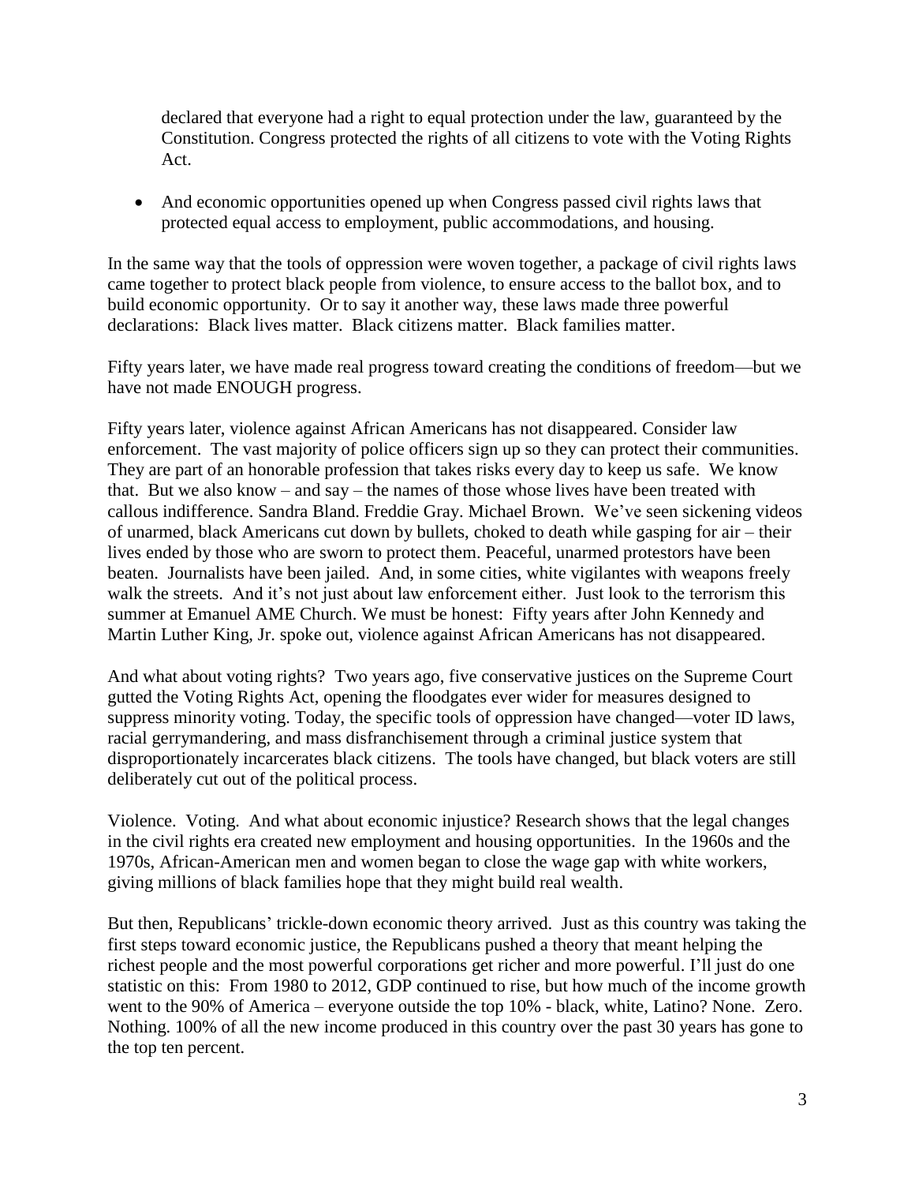declared that everyone had a right to equal protection under the law, guaranteed by the Constitution. Congress protected the rights of all citizens to vote with the Voting Rights Act.

- And economic opportunities opened up when Congress passed civil rights laws that protected equal access to employment, public accommodations, and housing.

In the same way that the tools of oppression were woven together, a package of civil rights laws came together to protect black people from violence, to ensure access to the ballot box, and to build economic opportunity. Or to say it another way, these laws made three powerful declarations: Black lives matter. Black citizens matter. Black families matter.

Fifty years later, we have made real progress toward creating the conditions of freedom—but we have not made ENOUGH progress.

Fifty years later, violence against African Americans has not disappeared. Consider law enforcement. The vast majority of police officers sign up so they can protect their communities. They are part of an honorable profession that takes risks every day to keep us safe. We know that. But we also know – and say – the names of those whose lives have been treated with callous indifference. Sandra Bland. Freddie Gray. Michael Brown. We've seen sickening videos of unarmed, black Americans cut down by bullets, choked to death while gasping for air – their lives ended by those who are sworn to protect them. Peaceful, unarmed protestors have been beaten. Journalists have been jailed. And, in some cities, white vigilantes with weapons freely walk the streets. And it's not just about law enforcement either. Just look to the terrorism this summer at Emanuel AME Church. We must be honest: Fifty years after John Kennedy and Martin Luther King, Jr. spoke out, violence against African Americans has not disappeared.

And what about voting rights? Two years ago, five conservative justices on the Supreme Court gutted the Voting Rights Act, opening the floodgates ever wider for measures designed to suppress minority voting. Today, the specific tools of oppression have changed—voter ID laws, racial gerrymandering, and mass disfranchisement through a criminal justice system that disproportionately incarcerates black citizens. The tools have changed, but black voters are still deliberately cut out of the political process.

Violence. Voting. And what about economic injustice? Research shows that the legal changes in the civil rights era created new employment and housing opportunities. In the 1960s and the 1970s, African-American men and women began to close the wage gap with white workers, giving millions of black families hope that they might build real wealth.

But then, Republicans' trickle-down economic theory arrived. Just as this country was taking the first steps toward economic justice, the Republicans pushed a theory that meant helping the richest people and the most powerful corporations get richer and more powerful. I'll just do one statistic on this: From 1980 to 2012, GDP continued to rise, but how much of the income growth went to the 90% of America – everyone outside the top 10% - black, white, Latino? None. Zero. Nothing. 100% of all the new income produced in this country over the past 30 years has gone to the top ten percent.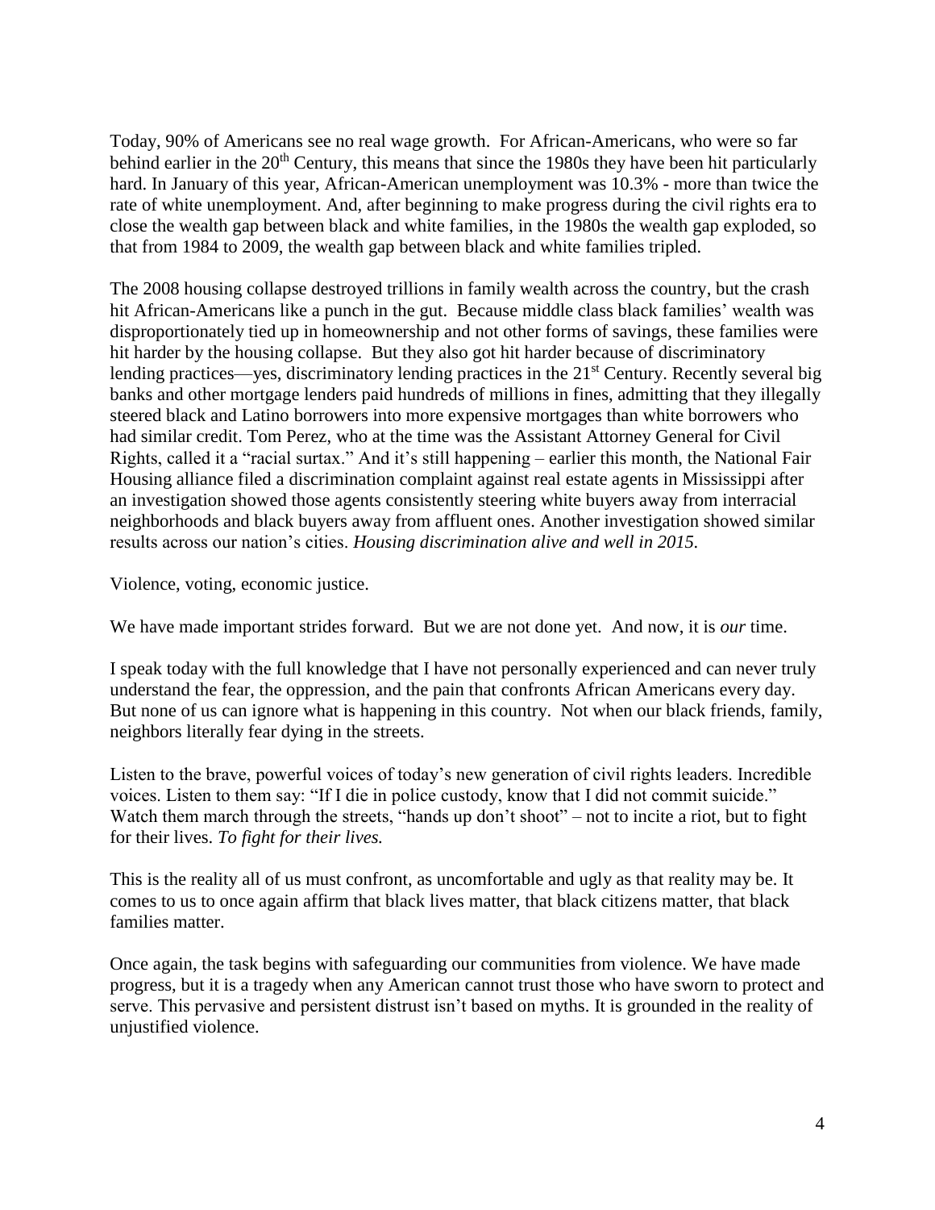Today, 90% of Americans see no real wage growth. For African-Americans, who were so far behind earlier in the 20th Century, this means that since the 1980s they have been hit particularly hard. In January of this year, African-American unemployment was 10.3% - more than twice the rate of white unemployment. And, after beginning to make progress during the civil rights era to close the wealth gap between black and white families, in the 1980s the wealth gap exploded, so that from 1984 to 2009, the wealth gap between black and white families tripled.

The 2008 housing collapse destroyed trillions in family wealth across the country, but the crash hit African-Americans like a punch in the gut. Because middle class black families' wealth was disproportionately tied up in homeownership and not other forms of savings, these families were hit harder by the housing collapse. But they also got hit harder because of discriminatory lending practices—yes, discriminatory lending practices in the 21st Century. Recently several big banks and other mortgage lenders paid hundreds of millions in fines, admitting that they illegally steered black and Latino borrowers into more expensive mortgages than white borrowers who had similar credit. Tom Perez, who at the time was the Assistant Attorney General for Civil Rights, called it a "racial surtax." And it's still happening – earlier this month, the National Fair Housing alliance filed a discrimination complaint against real estate agents in Mississippi after an investigation showed those agents consistently steering white buyers away from interracial neighborhoods and black buyers away from affluent ones. Another investigation showed similar results across our nation's cities. *Housing discrimination alive and well in 2015.*

Violence, voting, economic justice.

We have made important strides forward. But we are not done yet. And now, it is *our* time.

I speak today with the full knowledge that I have not personally experienced and can never truly understand the fear, the oppression, and the pain that confronts African Americans every day. But none of us can ignore what is happening in this country. Not when our black friends, family, neighbors literally fear dying in the streets.

Listen to the brave, powerful voices of today's new generation of civil rights leaders. Incredible voices. Listen to them say: "If I die in police custody, know that I did not commit suicide." Watch them march through the streets, "hands up don't shoot" – not to incite a riot, but to fight for their lives. *To fight for their lives.*

This is the reality all of us must confront, as uncomfortable and ugly as that reality may be. It comes to us to once again affirm that black lives matter, that black citizens matter, that black families matter.

Once again, the task begins with safeguarding our communities from violence. We have made progress, but it is a tragedy when any American cannot trust those who have sworn to protect and serve. This pervasive and persistent distrust isn't based on myths. It is grounded in the reality of unjustified violence.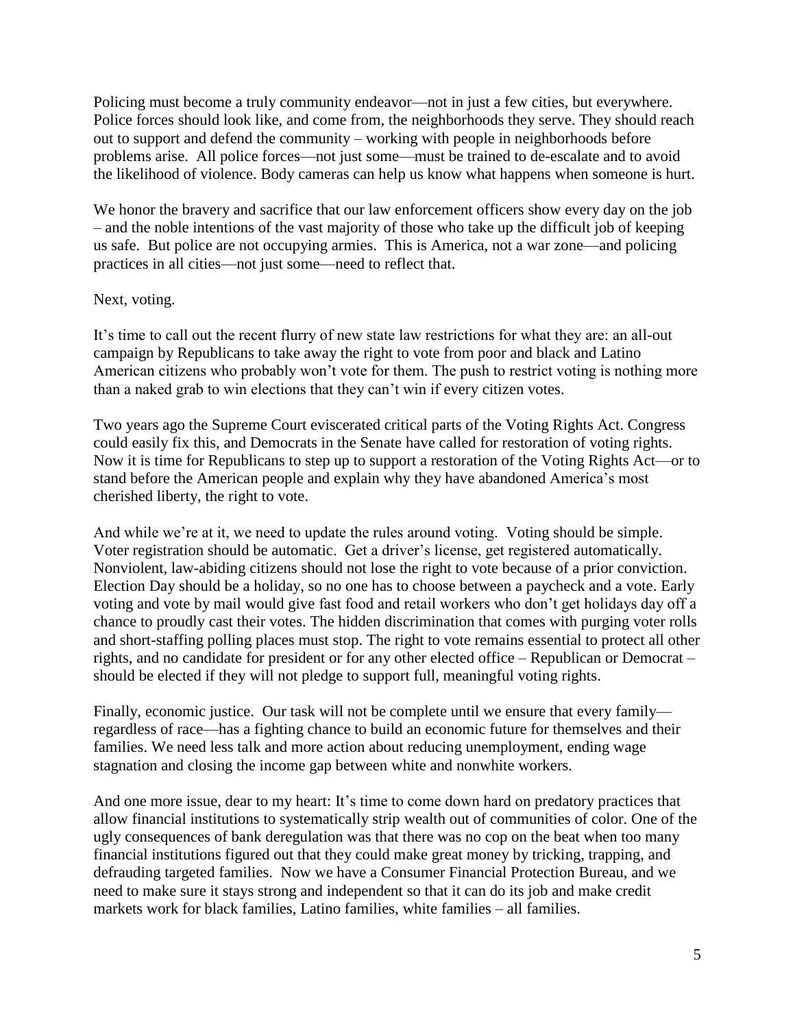Policing must become a truly community endeavor—not in just a few cities, but everywhere. Police forces should look like, and come from, the neighborhoods they serve. They should reach out to support and defend the community – working with people in neighborhoods before problems arise. All police forces—not just some—must be trained to de-escalate and to avoid the likelihood of violence. Body cameras can help us know what happens when someone is hurt.

We honor the bravery and sacrifice that our law enforcement officers show every day on the job – and the noble intentions of the vast majority of those who take up the difficult job of keeping us safe. But police are not occupying armies. This is America, not a war zone—and policing practices in all cities—not just some—need to reflect that.

Next, voting.

It's time to call out the recent flurry of new state law restrictions for what they are: an all-out campaign by Republicans to take away the right to vote from poor and black and Latino American citizens who probably won't vote for them. The push to restrict voting is nothing more than a naked grab to win elections that they can't win if every citizen votes.

Two years ago the Supreme Court eviscerated critical parts of the Voting Rights Act. Congress could easily fix this, and Democrats in the Senate have called for restoration of voting rights. Now it is time for Republicans to step up to support a restoration of the Voting Rights Act—or to stand before the American people and explain why they have abandoned America's most cherished liberty, the right to vote.

And while we're at it, we need to update the rules around voting. Voting should be simple. Voter registration should be automatic. Get a driver's license, get registered automatically. Nonviolent, law-abiding citizens should not lose the right to vote because of a prior conviction. Election Day should be a holiday, so no one has to choose between a paycheck and a vote. Early voting and vote by mail would give fast food and retail workers who don't get holidays day off a chance to proudly cast their votes. The hidden discrimination that comes with purging voter rolls and short-staffing polling places must stop. The right to vote remains essential to protect all other rights, and no candidate for president or for any other elected office – Republican or Democrat – should be elected if they will not pledge to support full, meaningful voting rights.

Finally, economic justice. Our task will not be complete until we ensure that every family—regardless of race—has a fighting chance to build an economic future for themselves and their families. We need less talk and more action about reducing unemployment, ending wage stagnation and closing the income gap between white and nonwhite workers.

And one more issue, dear to my heart: It's time to come down hard on predatory practices that allow financial institutions to systematically strip wealth out of communities of color. One of the ugly consequences of bank deregulation was that there was no cop on the beat when too many financial institutions figured out that they could make great money by tricking, trapping, and defrauding targeted families. Now we have a Consumer Financial Protection Bureau, and we need to make sure it stays strong and independent so that it can do its job and make credit markets work for black families, Latino families, white families – all families.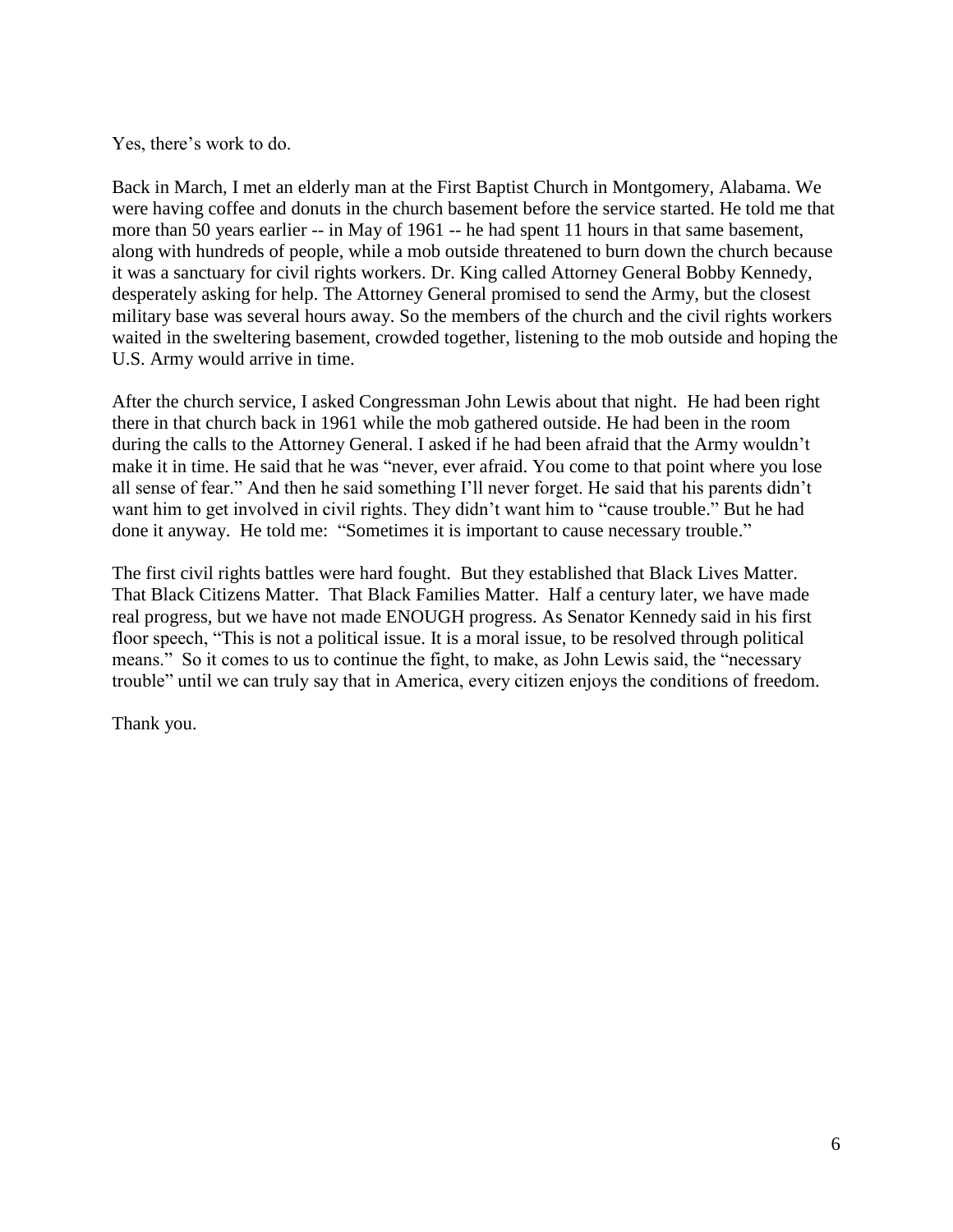Yes, there's work to do.

Back in March, I met an elderly man at the First Baptist Church in Montgomery, Alabama. We were having coffee and donuts in the church basement before the service started. He told me that more than 50 years earlier -- in May of 1961 -- he had spent 11 hours in that same basement, along with hundreds of people, while a mob outside threatened to burn down the church because it was a sanctuary for civil rights workers. Dr. King called Attorney General Bobby Kennedy, desperately asking for help. The Attorney General promised to send the Army, but the closest military base was several hours away. So the members of the church and the civil rights workers waited in the sweltering basement, crowded together, listening to the mob outside and hoping the U.S. Army would arrive in time.

After the church service, I asked Congressman John Lewis about that night. He had been right there in that church back in 1961 while the mob gathered outside. He had been in the room during the calls to the Attorney General. I asked if he had been afraid that the Army wouldn't make it in time. He said that he was "never, ever afraid. You come to that point where you lose all sense of fear." And then he said something I'll never forget. He said that his parents didn't want him to get involved in civil rights. They didn't want him to "cause trouble." But he had done it anyway. He told me: "Sometimes it is important to cause necessary trouble."

The first civil rights battles were hard fought. But they established that Black Lives Matter. That Black Citizens Matter. That Black Families Matter. Half a century later, we have made real progress, but we have not made ENOUGH progress. As Senator Kennedy said in his first floor speech, "This is not a political issue. It is a moral issue, to be resolved through political means." So it comes to us to continue the fight, to make, as John Lewis said, the "necessary trouble" until we can truly say that in America, every citizen enjoys the conditions of freedom.

Thank you.